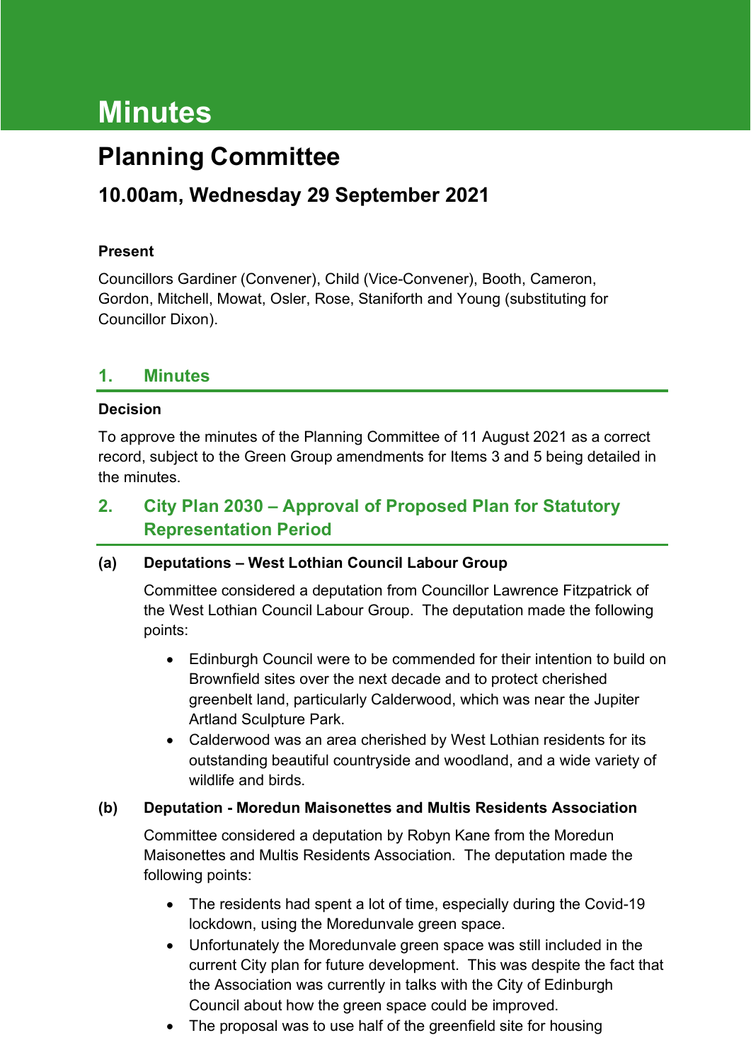# Minutes

## Planning Committee

### 10.00am, Wednesday 29 September 2021

**Present**

Councillors Gardiner (Convener), Child (Vice-Convener), Booth, Cameron, Gordon, Mitchell, Mowat, Osler, Rose, Staniforth and Young (substituting for Councillor Dixon).

## 1. Minutes

**Decision**

To approve the minutes of the Planning Committee of 11 August 2021 as a correct record, subject to the Green Group amendments for Items 3 and 5 being detailed in the minutes.

## 2. City Plan 2030 – Approval of Proposed Plan for Statutory Representation Period

**(a) Deputations – West Lothian Council Labour Group**

Committee considered a deputation from Councillor Lawrence Fitzpatrick of the West Lothian Council Labour Group. The deputation made the following points:

- Edinburgh Council were to be commended for their intention to build on Brownfield sites over the next decade and to protect cherished greenbelt land, particularly Calderwood, which was near the Jupiter Artland Sculpture Park.
- Calderwood was an area cherished by West Lothian residents for its outstanding beautiful countryside and woodland, and a wide variety of wildlife and birds.

**(b) Deputation - Moredun Maisonettes and Multis Residents Association**

Committee considered a deputation by Robyn Kane from the Moredun Maisonettes and Multis Residents Association. The deputation made the following points:

- The residents had spent a lot of time, especially during the Covid-19 lockdown, using the Moredunvale green space.
- Unfortunately the Moredunvale green space was still included in the current City plan for future development. This was despite the fact that the Association was currently in talks with the City of Edinburgh Council about how the green space could be improved.
- The proposal was to use half of the greenfield site for housing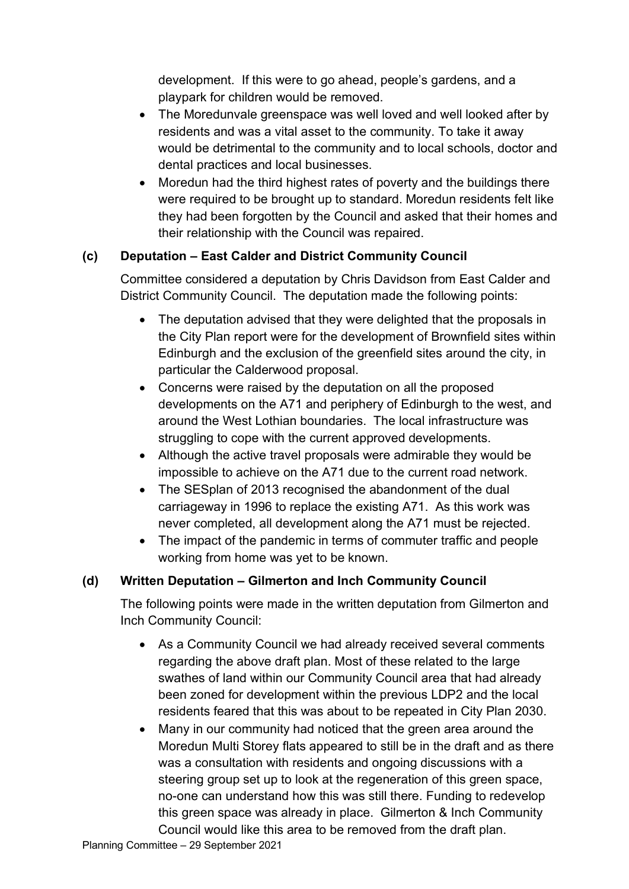development. If this were to go ahead, people's gardens, and a playpark for children would be removed.

- The Moredunvale greenspace was well loved and well looked after by residents and was a vital asset to the community. To take it away would be detrimental to the community and to local schools, doctor and dental practices and local businesses.
- Moredun had the third highest rates of poverty and the buildings there were required to be brought up to standard. Moredun residents felt like they had been forgotten by the Council and asked that their homes and their relationship with the Council was repaired.

### (c) Deputation – East Calder and District Community Council

Committee considered a deputation by Chris Davidson from East Calder and District Community Council. The deputation made the following points:

- The deputation advised that they were delighted that the proposals in the City Plan report were for the development of Brownfield sites within Edinburgh and the exclusion of the greenfield sites around the city, in particular the Calderwood proposal.
- Concerns were raised by the deputation on all the proposed developments on the A71 and periphery of Edinburgh to the west, and around the West Lothian boundaries. The local infrastructure was struggling to cope with the current approved developments.
- Although the active travel proposals were admirable they would be impossible to achieve on the A71 due to the current road network.
- The SESplan of 2013 recognised the abandonment of the dual carriageway in 1996 to replace the existing A71. As this work was never completed, all development along the A71 must be rejected.
- The impact of the pandemic in terms of commuter traffic and people working from home was yet to be known.

### (d) Written Deputation – Gilmerton and Inch Community Council

The following points were made in the written deputation from Gilmerton and Inch Community Council:

- As a Community Council we had already received several comments regarding the above draft plan. Most of these related to the large swathes of land within our Community Council area that had already been zoned for development within the previous LDP2 and the local residents feared that this was about to be repeated in City Plan 2030.
- Many in our community had noticed that the green area around the Moredun Multi Storey flats appeared to still be in the draft and as there was a consultation with residents and ongoing discussions with a steering group set up to look at the regeneration of this green space, no-one can understand how this was still there. Funding to redevelop this green space was already in place. Gilmerton & Inch Community Council would like this area to be removed from the draft plan.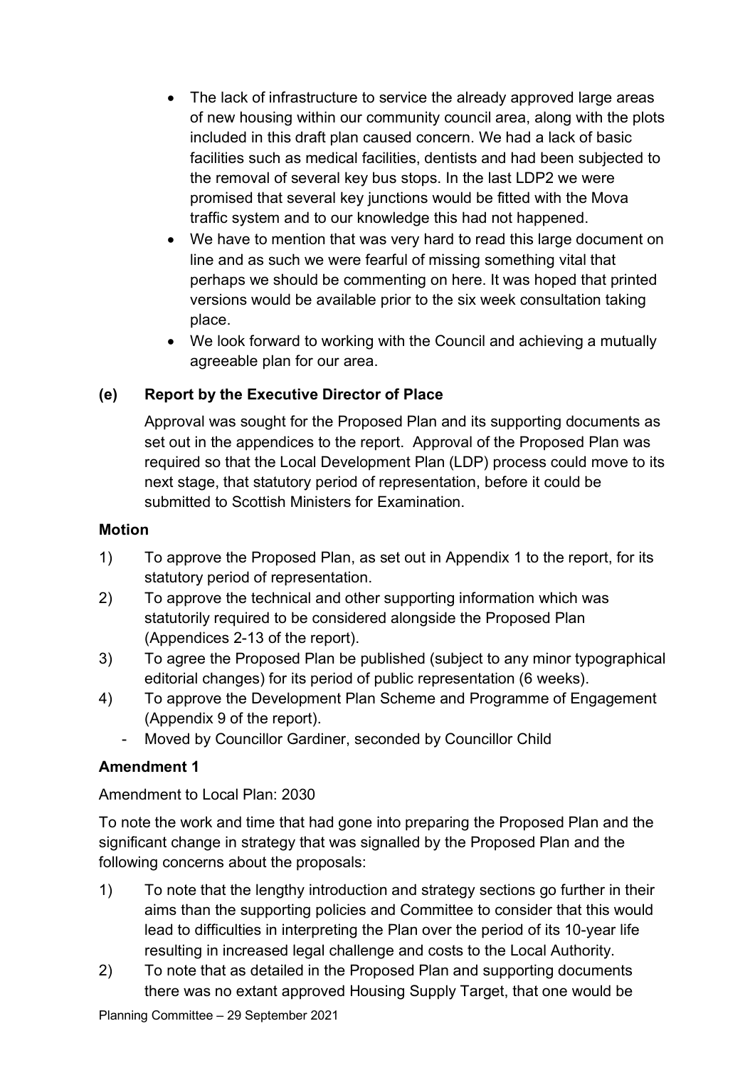- The lack of infrastructure to service the already approved large areas of new housing within our community council area, along with the plots included in this draft plan caused concern. We had a lack of basic facilities such as medical facilities, dentists and had been subjected to the removal of several key bus stops. In the last LDP2 we were promised that several key junctions would be fitted with the Mova traffic system and to our knowledge this had not happened.
- We have to mention that was very hard to read this large document on line and as such we were fearful of missing something vital that perhaps we should be commenting on here. It was hoped that printed versions would be available prior to the six week consultation taking place.
- We look forward to working with the Council and achieving a mutually agreeable plan for our area.

### (e) Report by the Executive Director of Place

Approval was sought for the Proposed Plan and its supporting documents as set out in the appendices to the report. Approval of the Proposed Plan was required so that the Local Development Plan (LDP) process could move to its next stage, that statutory period of representation, before it could be submitted to Scottish Ministers for Examination.

**Motion**

1) To approve the Proposed Plan, as set out in Appendix 1 to the report, for its statutory period of representation.
2) To approve the technical and other supporting information which was statutorily required to be considered alongside the Proposed Plan (Appendices 2-13 of the report).
3) To agree the Proposed Plan be published (subject to any minor typographical editorial changes) for its period of public representation (6 weeks).
4) To approve the Development Plan Scheme and Programme of Engagement (Appendix 9 of the report).

- Moved by Councillor Gardiner, seconded by Councillor Child

**Amendment 1**

Amendment to Local Plan: 2030

To note the work and time that had gone into preparing the Proposed Plan and the significant change in strategy that was signalled by the Proposed Plan and the following concerns about the proposals:

1) To note that the lengthy introduction and strategy sections go further in their aims than the supporting policies and Committee to consider that this would lead to difficulties in interpreting the Plan over the period of its 10-year life resulting in increased legal challenge and costs to the Local Authority.
2) To note that as detailed in the Proposed Plan and supporting documents there was no extant approved Housing Supply Target, that one would be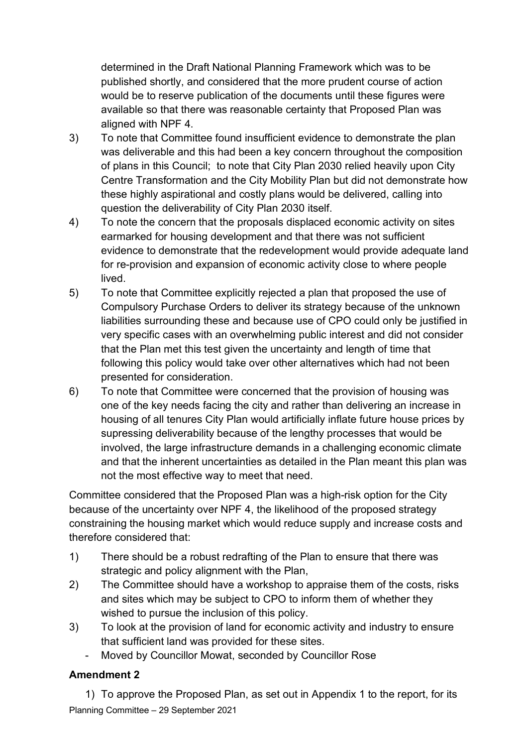determined in the Draft National Planning Framework which was to be published shortly, and considered that the more prudent course of action would be to reserve publication of the documents until these figures were available so that there was reasonable certainty that Proposed Plan was aligned with NPF 4.

3) To note that Committee found insufficient evidence to demonstrate the plan was deliverable and this had been a key concern throughout the composition of plans in this Council; to note that City Plan 2030 relied heavily upon City Centre Transformation and the City Mobility Plan but did not demonstrate how these highly aspirational and costly plans would be delivered, calling into question the deliverability of City Plan 2030 itself.

4) To note the concern that the proposals displaced economic activity on sites earmarked for housing development and that there was not sufficient evidence to demonstrate that the redevelopment would provide adequate land for re-provision and expansion of economic activity close to where people lived.

5) To note that Committee explicitly rejected a plan that proposed the use of Compulsory Purchase Orders to deliver its strategy because of the unknown liabilities surrounding these and because use of CPO could only be justified in very specific cases with an overwhelming public interest and did not consider that the Plan met this test given the uncertainty and length of time that following this policy would take over other alternatives which had not been presented for consideration.

6) To note that Committee were concerned that the provision of housing was one of the key needs facing the city and rather than delivering an increase in housing of all tenures City Plan would artificially inflate future house prices by supressing deliverability because of the lengthy processes that would be involved, the large infrastructure demands in a challenging economic climate and that the inherent uncertainties as detailed in the Plan meant this plan was not the most effective way to meet that need.

Committee considered that the Proposed Plan was a high-risk option for the City because of the uncertainty over NPF 4, the likelihood of the proposed strategy constraining the housing market which would reduce supply and increase costs and therefore considered that:

1) There should be a robust redrafting of the Plan to ensure that there was strategic and policy alignment with the Plan,

2) The Committee should have a workshop to appraise them of the costs, risks and sites which may be subject to CPO to inform them of whether they wished to pursue the inclusion of this policy.

3) To look at the provision of land for economic activity and industry to ensure that sufficient land was provided for these sites.

- Moved by Councillor Mowat, seconded by Councillor Rose

**Amendment 2**

1) To approve the Proposed Plan, as set out in Appendix 1 to the report, for its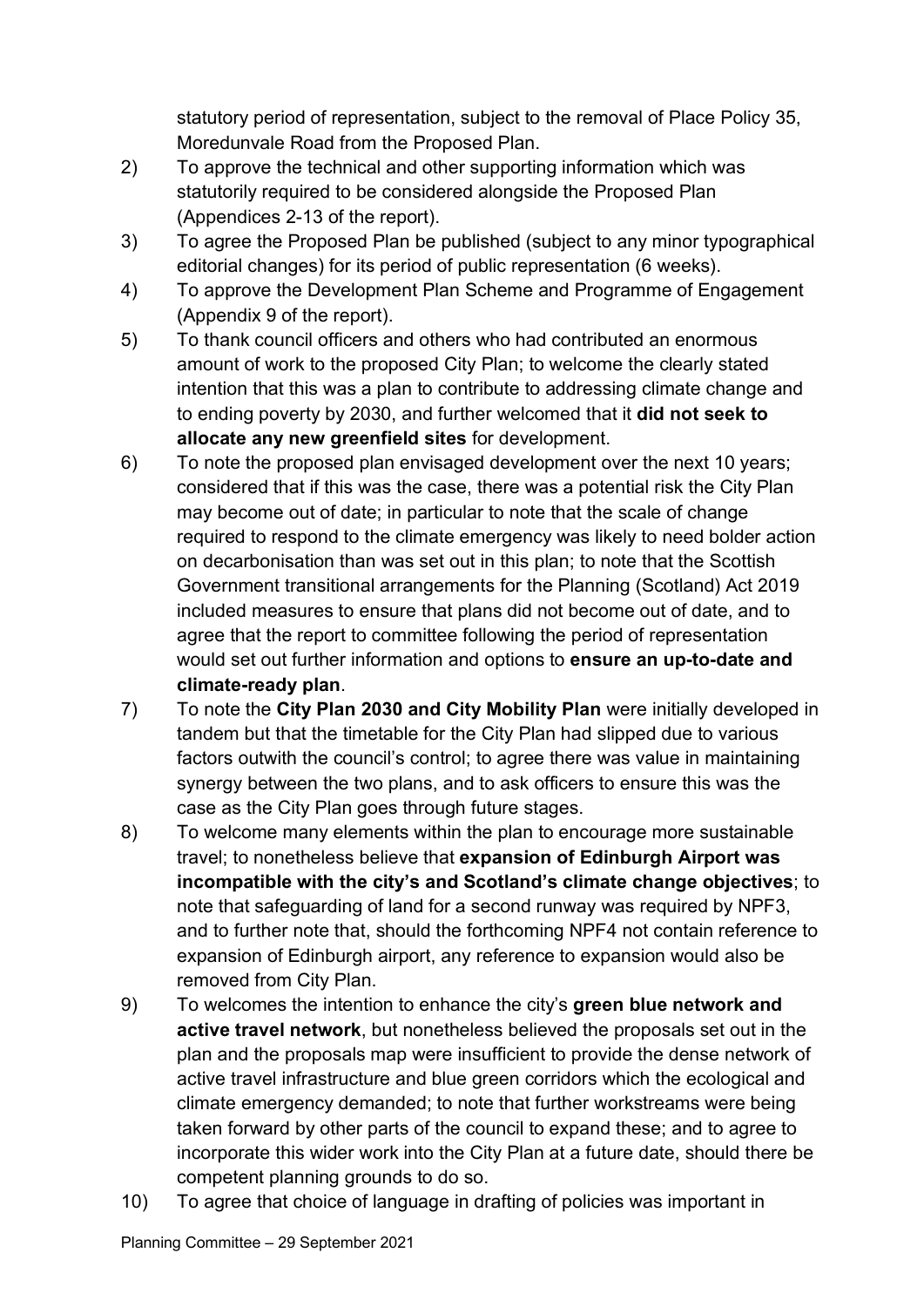statutory period of representation, subject to the removal of Place Policy 35, Moredunvale Road from the Proposed Plan.

2) To approve the technical and other supporting information which was statutorily required to be considered alongside the Proposed Plan (Appendices 2-13 of the report).

3) To agree the Proposed Plan be published (subject to any minor typographical editorial changes) for its period of public representation (6 weeks).

4) To approve the Development Plan Scheme and Programme of Engagement (Appendix 9 of the report).

5) To thank council officers and others who had contributed an enormous amount of work to the proposed City Plan; to welcome the clearly stated intention that this was a plan to contribute to addressing climate change and to ending poverty by 2030, and further welcomed that it **did not seek to allocate any new greenfield sites** for development.

6) To note the proposed plan envisaged development over the next 10 years; considered that if this was the case, there was a potential risk the City Plan may become out of date; in particular to note that the scale of change required to respond to the climate emergency was likely to need bolder action on decarbonisation than was set out in this plan; to note that the Scottish Government transitional arrangements for the Planning (Scotland) Act 2019 included measures to ensure that plans did not become out of date, and to agree that the report to committee following the period of representation would set out further information and options to **ensure an up-to-date and climate-ready plan**.

7) To note the **City Plan 2030 and City Mobility Plan** were initially developed in tandem but that the timetable for the City Plan had slipped due to various factors outwith the council's control; to agree there was value in maintaining synergy between the two plans, and to ask officers to ensure this was the case as the City Plan goes through future stages.

8) To welcome many elements within the plan to encourage more sustainable travel; to nonetheless believe that **expansion of Edinburgh Airport was incompatible with the city's and Scotland's climate change objectives**; to note that safeguarding of land for a second runway was required by NPF3, and to further note that, should the forthcoming NPF4 not contain reference to expansion of Edinburgh airport, any reference to expansion would also be removed from City Plan.

9) To welcomes the intention to enhance the city's **green blue network and active travel network**, but nonetheless believed the proposals set out in the plan and the proposals map were insufficient to provide the dense network of active travel infrastructure and blue green corridors which the ecological and climate emergency demanded; to note that further workstreams were being taken forward by other parts of the council to expand these; and to agree to incorporate this wider work into the City Plan at a future date, should there be competent planning grounds to do so.

10) To agree that choice of language in drafting of policies was important in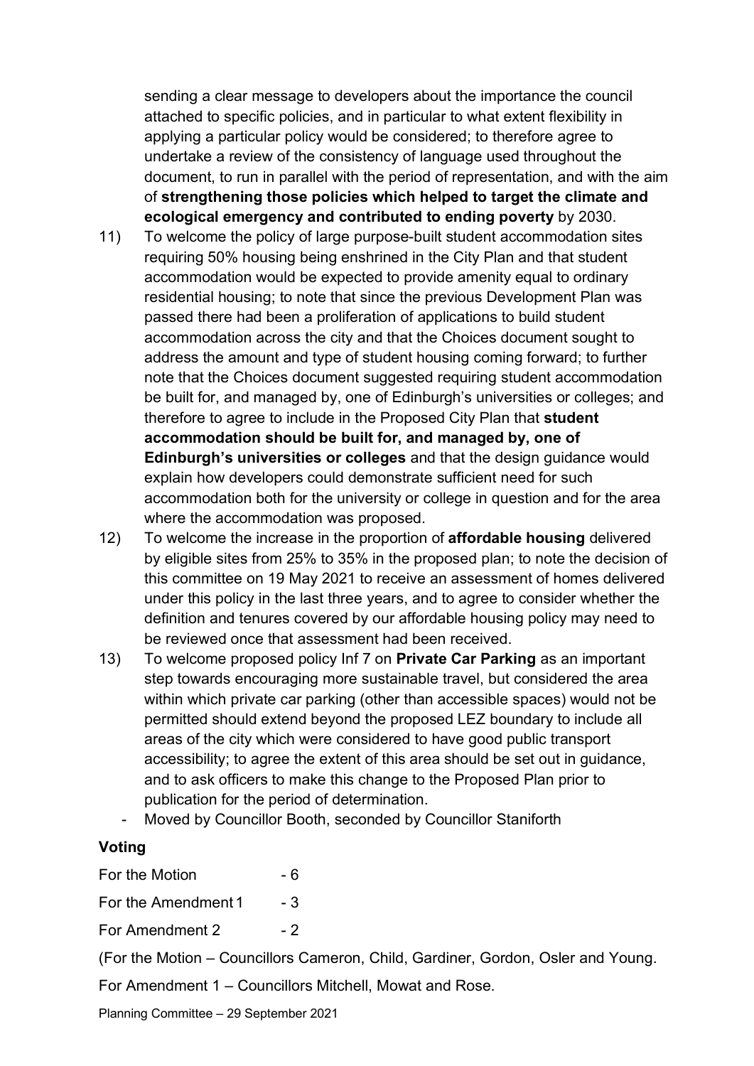sending a clear message to developers about the importance the council attached to specific policies, and in particular to what extent flexibility in applying a particular policy would be considered; to therefore agree to undertake a review of the consistency of language used throughout the document, to run in parallel with the period of representation, and with the aim of **strengthening those policies which helped to target the climate and ecological emergency and contributed to ending poverty** by 2030.

11) To welcome the policy of large purpose-built student accommodation sites requiring 50% housing being enshrined in the City Plan and that student accommodation would be expected to provide amenity equal to ordinary residential housing; to note that since the previous Development Plan was passed there had been a proliferation of applications to build student accommodation across the city and that the Choices document sought to address the amount and type of student housing coming forward; to further note that the Choices document suggested requiring student accommodation be built for, and managed by, one of Edinburgh's universities or colleges; and therefore to agree to include in the Proposed City Plan that **student accommodation should be built for, and managed by, one of Edinburgh's universities or colleges** and that the design guidance would explain how developers could demonstrate sufficient need for such accommodation both for the university or college in question and for the area where the accommodation was proposed.

12) To welcome the increase in the proportion of **affordable housing** delivered by eligible sites from 25% to 35% in the proposed plan; to note the decision of this committee on 19 May 2021 to receive an assessment of homes delivered under this policy in the last three years, and to agree to consider whether the definition and tenures covered by our affordable housing policy may need to be reviewed once that assessment had been received.

13) To welcome proposed policy Inf 7 on **Private Car Parking** as an important step towards encouraging more sustainable travel, but considered the area within which private car parking (other than accessible spaces) would not be permitted should extend beyond the proposed LEZ boundary to include all areas of the city which were considered to have good public transport accessibility; to agree the extent of this area should be set out in guidance, and to ask officers to make this change to the Proposed Plan prior to publication for the period of determination.

- Moved by Councillor Booth, seconded by Councillor Staniforth

## Voting

For the Motion - 6

For the Amendment 1 - 3

For Amendment 2 - 2

(For the Motion – Councillors Cameron, Child, Gardiner, Gordon, Osler and Young.

For Amendment 1 – Councillors Mitchell, Mowat and Rose.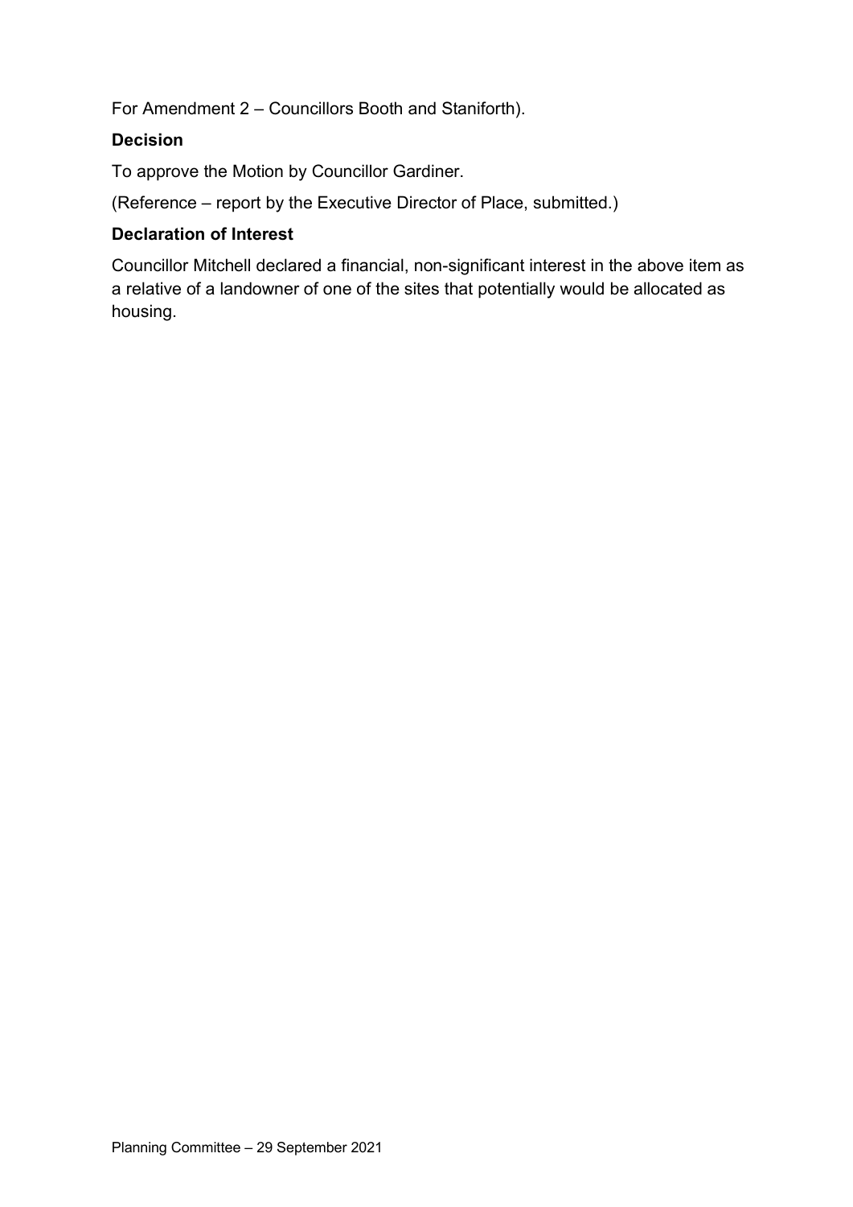For Amendment 2 – Councillors Booth and Staniforth).

**Decision**

To approve the Motion by Councillor Gardiner.

(Reference – report by the Executive Director of Place, submitted.)

**Declaration of Interest**

Councillor Mitchell declared a financial, non-significant interest in the above item as a relative of a landowner of one of the sites that potentially would be allocated as housing.